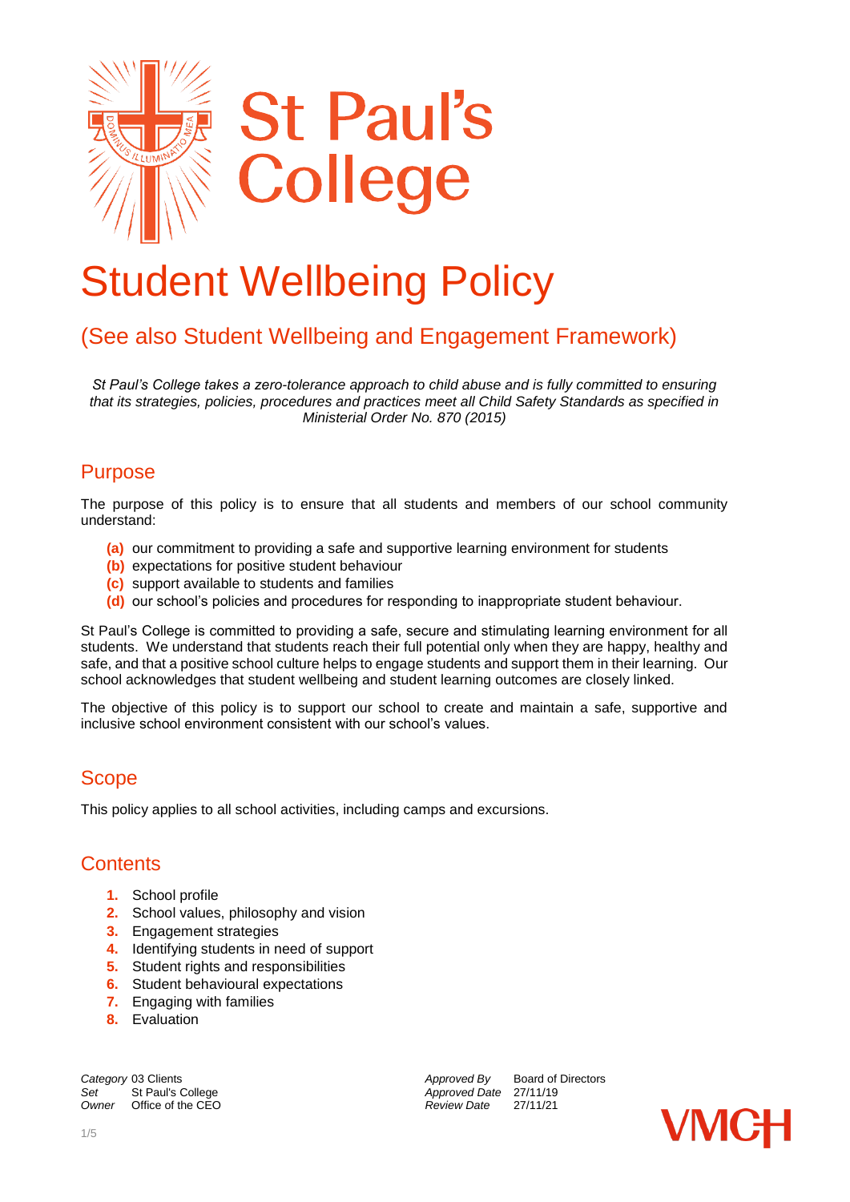# St Paul's College

# Student Wellbeing Policy

## (See also Student Wellbeing and Engagement Framework)

*St Paul's College takes a zero-tolerance approach to child abuse and is fully committed to ensuring that its strategies, policies, procedures and practices meet all Child Safety Standards as specified in Ministerial Order No. 870 (2015)*

## Purpose

The purpose of this policy is to ensure that all students and members of our school community understand:

- **(a)** our commitment to providing a safe and supportive learning environment for students
- **(b)** expectations for positive student behaviour
- **(c)** support available to students and families
- **(d)** our school's policies and procedures for responding to inappropriate student behaviour.

St Paul's College is committed to providing a safe, secure and stimulating learning environment for all students. We understand that students reach their full potential only when they are happy, healthy and safe, and that a positive school culture helps to engage students and support them in their learning. Our school acknowledges that student wellbeing and student learning outcomes are closely linked.

The objective of this policy is to support our school to create and maintain a safe, supportive and inclusive school environment consistent with our school's values.

## Scope

This policy applies to all school activities, including camps and excursions.

## Contents

1. School profile
2. School values, philosophy and vision
3. Engagement strategies
4. Identifying students in need of support
5. Student rights and responsibilities
6. Student behavioural expectations
7. Engaging with families
8. Evaluation

| | | | |
|---|---|---|---|
| *Category* | 03 Clients | *Approved By* | Board of Directors |
| *Set* | St Paul's College | *Approved Date* | 27/11/19 |
| *Owner* | Office of the CEO | *Review Date* | 27/11/21 |

VMCH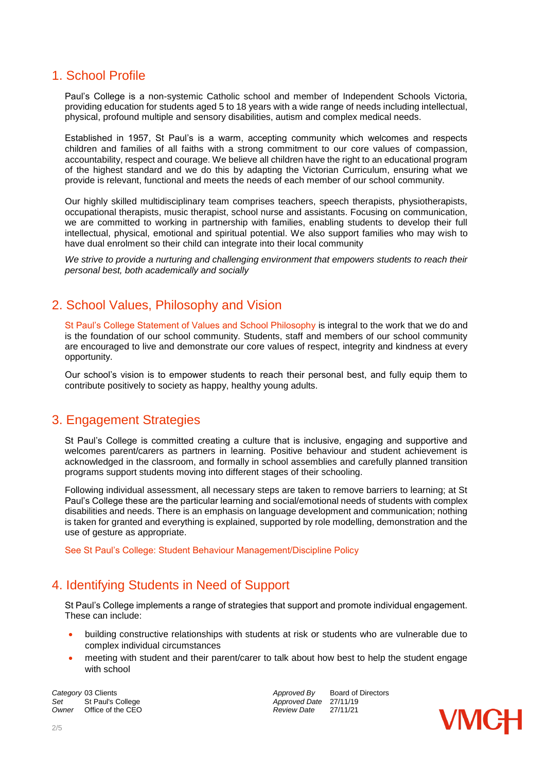## 1. School Profile

Paul's College is a non-systemic Catholic school and member of Independent Schools Victoria, providing education for students aged 5 to 18 years with a wide range of needs including intellectual, physical, profound multiple and sensory disabilities, autism and complex medical needs.

Established in 1957, St Paul's is a warm, accepting community which welcomes and respects children and families of all faiths with a strong commitment to our core values of compassion, accountability, respect and courage. We believe all children have the right to an educational program of the highest standard and we do this by adapting the Victorian Curriculum, ensuring what we provide is relevant, functional and meets the needs of each member of our school community.

Our highly skilled multidisciplinary team comprises teachers, speech therapists, physiotherapists, occupational therapists, music therapist, school nurse and assistants. Focusing on communication, we are committed to working in partnership with families, enabling students to develop their full intellectual, physical, emotional and spiritual potential. We also support families who may wish to have dual enrolment so their child can integrate into their local community

*We strive to provide a nurturing and challenging environment that empowers students to reach their personal best, both academically and socially*

## 2. School Values, Philosophy and Vision

St Paul's College Statement of Values and School Philosophy is integral to the work that we do and is the foundation of our school community. Students, staff and members of our school community are encouraged to live and demonstrate our core values of respect, integrity and kindness at every opportunity.

Our school's vision is to empower students to reach their personal best, and fully equip them to contribute positively to society as happy, healthy young adults.

## 3. Engagement Strategies

St Paul's College is committed creating a culture that is inclusive, engaging and supportive and welcomes parent/carers as partners in learning. Positive behaviour and student achievement is acknowledged in the classroom, and formally in school assemblies and carefully planned transition programs support students moving into different stages of their schooling.

Following individual assessment, all necessary steps are taken to remove barriers to learning; at St Paul's College these are the particular learning and social/emotional needs of students with complex disabilities and needs. There is an emphasis on language development and communication; nothing is taken for granted and everything is explained, supported by role modelling, demonstration and the use of gesture as appropriate.

See St Paul's College: Student Behaviour Management/Discipline Policy

## 4. Identifying Students in Need of Support

St Paul's College implements a range of strategies that support and promote individual engagement. These can include:

- building constructive relationships with students at risk or students who are vulnerable due to complex individual circumstances
- meeting with student and their parent/carer to talk about how best to help the student engage with school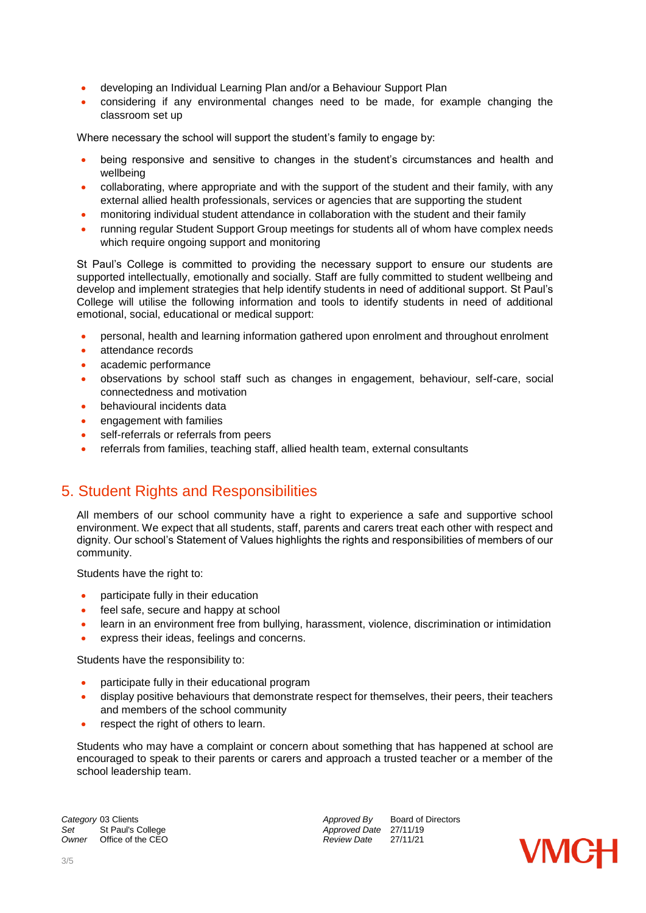- developing an Individual Learning Plan and/or a Behaviour Support Plan
- considering if any environmental changes need to be made, for example changing the classroom set up

Where necessary the school will support the student's family to engage by:

- being responsive and sensitive to changes in the student's circumstances and health and wellbeing
- collaborating, where appropriate and with the support of the student and their family, with any external allied health professionals, services or agencies that are supporting the student
- monitoring individual student attendance in collaboration with the student and their family
- running regular Student Support Group meetings for students all of whom have complex needs which require ongoing support and monitoring

St Paul's College is committed to providing the necessary support to ensure our students are supported intellectually, emotionally and socially. Staff are fully committed to student wellbeing and develop and implement strategies that help identify students in need of additional support. St Paul's College will utilise the following information and tools to identify students in need of additional emotional, social, educational or medical support:

- personal, health and learning information gathered upon enrolment and throughout enrolment
- attendance records
- academic performance
- observations by school staff such as changes in engagement, behaviour, self-care, social connectedness and motivation
- behavioural incidents data
- engagement with families
- self-referrals or referrals from peers
- referrals from families, teaching staff, allied health team, external consultants

## 5. Student Rights and Responsibilities

All members of our school community have a right to experience a safe and supportive school environment. We expect that all students, staff, parents and carers treat each other with respect and dignity. Our school's Statement of Values highlights the rights and responsibilities of members of our community.

Students have the right to:

- participate fully in their education
- feel safe, secure and happy at school
- learn in an environment free from bullying, harassment, violence, discrimination or intimidation
- express their ideas, feelings and concerns.

Students have the responsibility to:

- participate fully in their educational program
- display positive behaviours that demonstrate respect for themselves, their peers, their teachers and members of the school community
- respect the right of others to learn.

Students who may have a complaint or concern about something that has happened at school are encouraged to speak to their parents or carers and approach a trusted teacher or a member of the school leadership team.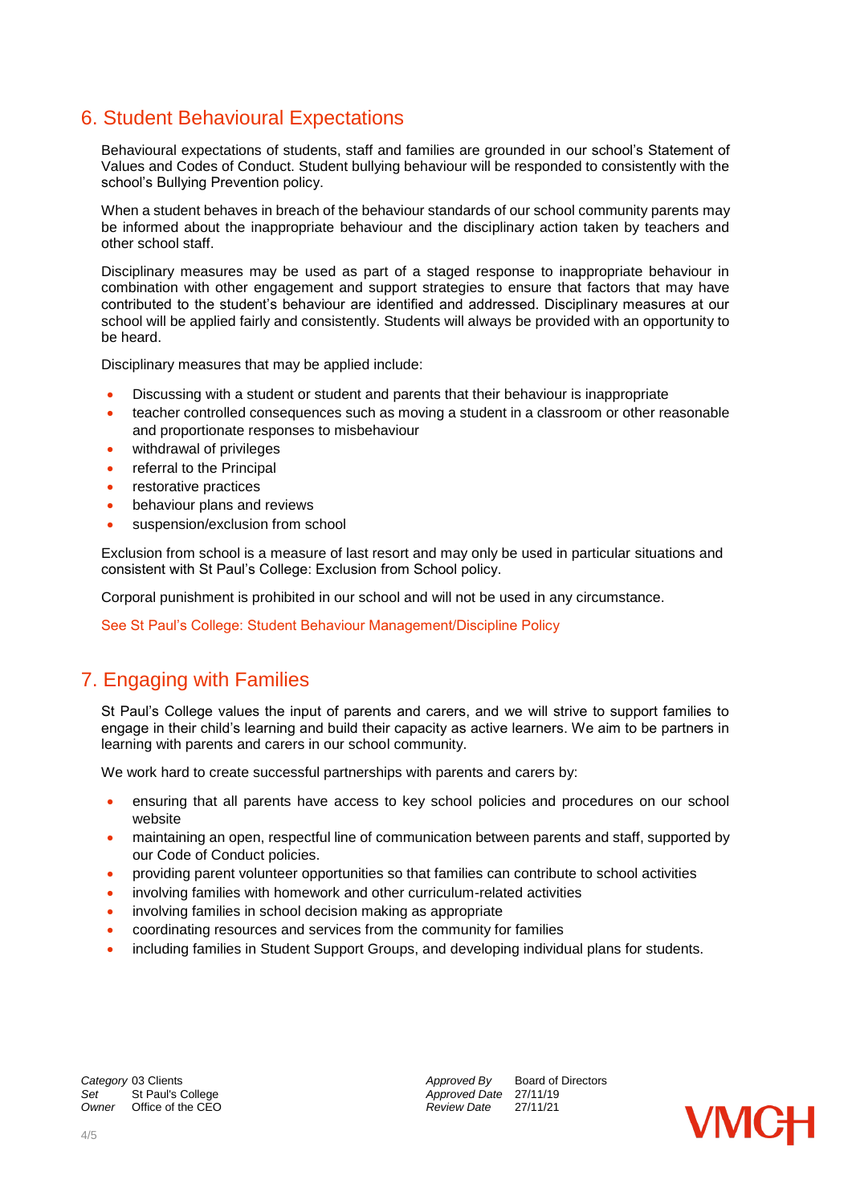## 6. Student Behavioural Expectations

Behavioural expectations of students, staff and families are grounded in our school's Statement of Values and Codes of Conduct. Student bullying behaviour will be responded to consistently with the school's Bullying Prevention policy.

When a student behaves in breach of the behaviour standards of our school community parents may be informed about the inappropriate behaviour and the disciplinary action taken by teachers and other school staff.

Disciplinary measures may be used as part of a staged response to inappropriate behaviour in combination with other engagement and support strategies to ensure that factors that may have contributed to the student's behaviour are identified and addressed. Disciplinary measures at our school will be applied fairly and consistently. Students will always be provided with an opportunity to be heard.

Disciplinary measures that may be applied include:

- Discussing with a student or student and parents that their behaviour is inappropriate
- teacher controlled consequences such as moving a student in a classroom or other reasonable and proportionate responses to misbehaviour
- withdrawal of privileges
- referral to the Principal
- restorative practices
- behaviour plans and reviews
- suspension/exclusion from school

Exclusion from school is a measure of last resort and may only be used in particular situations and consistent with St Paul's College: Exclusion from School policy.

Corporal punishment is prohibited in our school and will not be used in any circumstance.

See St Paul's College: Student Behaviour Management/Discipline Policy

## 7. Engaging with Families

St Paul's College values the input of parents and carers, and we will strive to support families to engage in their child's learning and build their capacity as active learners. We aim to be partners in learning with parents and carers in our school community.

We work hard to create successful partnerships with parents and carers by:

- ensuring that all parents have access to key school policies and procedures on our school website
- maintaining an open, respectful line of communication between parents and staff, supported by our Code of Conduct policies.
- providing parent volunteer opportunities so that families can contribute to school activities
- involving families with homework and other curriculum-related activities
- involving families in school decision making as appropriate
- coordinating resources and services from the community for families
- including families in Student Support Groups, and developing individual plans for students.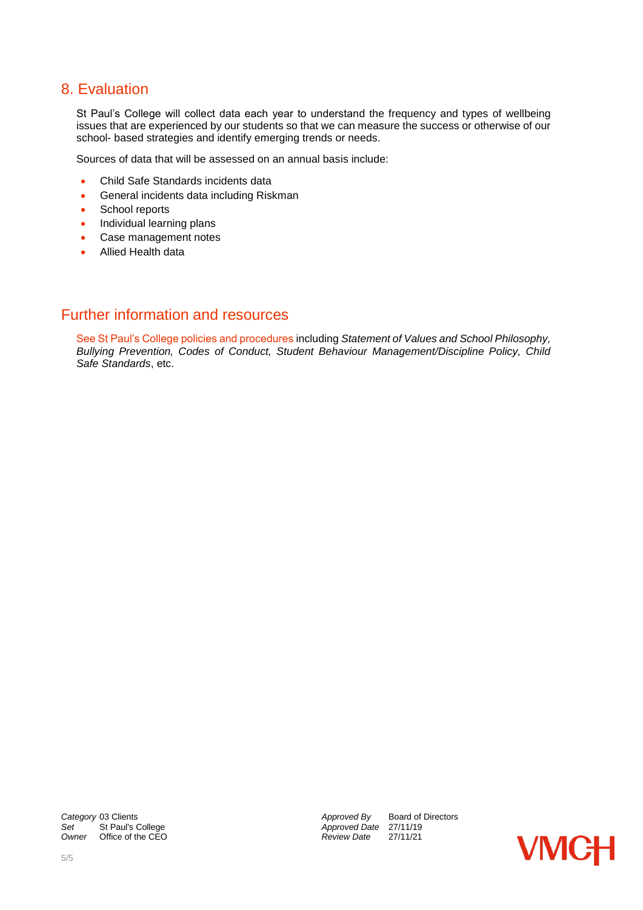## 8. Evaluation

St Paul's College will collect data each year to understand the frequency and types of wellbeing issues that are experienced by our students so that we can measure the success or otherwise of our school- based strategies and identify emerging trends or needs.

Sources of data that will be assessed on an annual basis include:

- Child Safe Standards incidents data
- General incidents data including Riskman
- School reports
- Individual learning plans
- Case management notes
- Allied Health data

## Further information and resources

See St Paul's College policies and procedures including *Statement of Values and School Philosophy, Bullying Prevention, Codes of Conduct, Student Behaviour Management/Discipline Policy, Child Safe Standards*, etc.